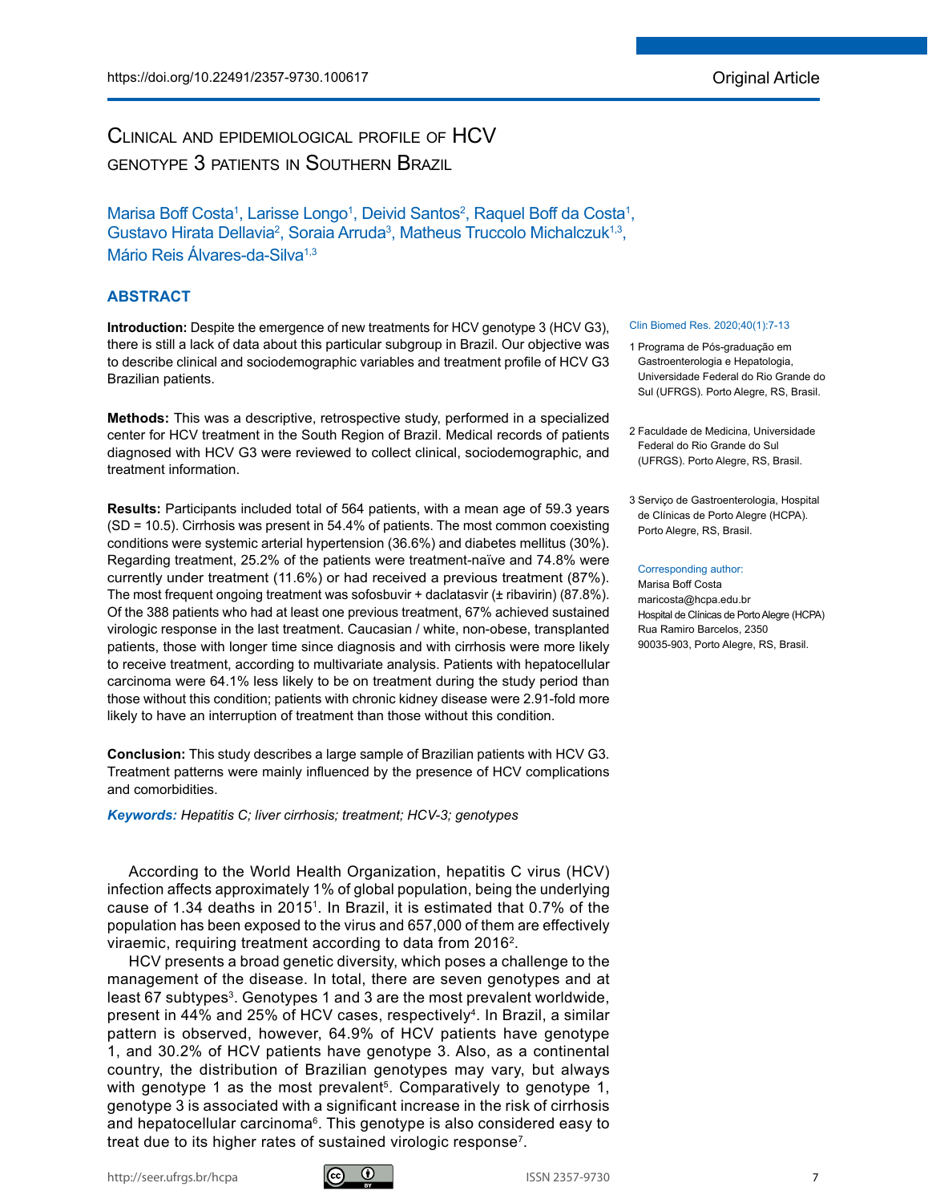https://doi.org/10.22491/2357-9730.100617

Original Article

# Clinical and epidemiological profile of HCV genotype 3 patients in Southern Brazil

Marisa Boff Costa[1], Larisse Longo[1], Deivid Santos[2], Raquel Boff da Costa[1], Gustavo Hirata Dellavia[2], Soraia Arruda[3], Matheus Truccolo Michalczuk[1,3], Mário Reis Álvares-da-Silva[1,3]

1 Programa de Pós-graduação em Gastroenterologia e Hepatologia, Universidade Federal do Rio Grande do Sul (UFRGS). Porto Alegre, RS, Brasil.

2 Faculdade de Medicina, Universidade Federal do Rio Grande do Sul (UFRGS). Porto Alegre, RS, Brasil.

3 Serviço de Gastroenterologia, Hospital de Clínicas de Porto Alegre (HCPA). Porto Alegre, RS, Brasil.

Corresponding author:
Marisa Boff Costa
maricosta@hcpa.edu.br
Hospital de Clínicas de Porto Alegre (HCPA)
Rua Ramiro Barcelos, 2350
90035-903, Porto Alegre, RS, Brasil.

## ABSTRACT

**Introduction:** Despite the emergence of new treatments for HCV genotype 3 (HCV G3), there is still a lack of data about this particular subgroup in Brazil. Our objective was to describe clinical and sociodemographic variables and treatment profile of HCV G3 Brazilian patients.

**Methods:** This was a descriptive, retrospective study, performed in a specialized center for HCV treatment in the South Region of Brazil. Medical records of patients diagnosed with HCV G3 were reviewed to collect clinical, sociodemographic, and treatment information.

**Results:** Participants included total of 564 patients, with a mean age of 59.3 years (SD = 10.5). Cirrhosis was present in 54.4% of patients. The most common coexisting conditions were systemic arterial hypertension (36.6%) and diabetes mellitus (30%). Regarding treatment, 25.2% of the patients were treatment-naïve and 74.8% were currently under treatment (11.6%) or had received a previous treatment (87%). The most frequent ongoing treatment was sofosbuvir + daclatasvir (± ribavirin) (87.8%). Of the 388 patients who had at least one previous treatment, 67% achieved sustained virologic response in the last treatment. Caucasian / white, non-obese, transplanted patients, those with longer time since diagnosis and with cirrhosis were more likely to receive treatment, according to multivariate analysis. Patients with hepatocellular carcinoma were 64.1% less likely to be on treatment during the study period than those without this condition; patients with chronic kidney disease were 2.91-fold more likely to have an interruption of treatment than those without this condition.

**Conclusion:** This study describes a large sample of Brazilian patients with HCV G3. Treatment patterns were mainly influenced by the presence of HCV complications and comorbidities.

***Keywords:*** *Hepatitis C; liver cirrhosis; treatment; HCV-3; genotypes*

According to the World Health Organization, hepatitis C virus (HCV) infection affects approximately 1% of global population, being the underlying cause of 1.34 deaths in 2015[1]. In Brazil, it is estimated that 0.7% of the population has been exposed to the virus and 657,000 of them are effectively viraemic, requiring treatment according to data from 2016[2].

HCV presents a broad genetic diversity, which poses a challenge to the management of the disease. In total, there are seven genotypes and at least 67 subtypes[3]. Genotypes 1 and 3 are the most prevalent worldwide, present in 44% and 25% of HCV cases, respectively[4]. In Brazil, a similar pattern is observed, however, 64.9% of HCV patients have genotype 1, and 30.2% of HCV patients have genotype 3. Also, as a continental country, the distribution of Brazilian genotypes may vary, but always with genotype 1 as the most prevalent[5]. Comparatively to genotype 1, genotype 3 is associated with a significant increase in the risk of cirrhosis and hepatocellular carcinoma[6]. This genotype is also considered easy to treat due to its higher rates of sustained virologic response[7].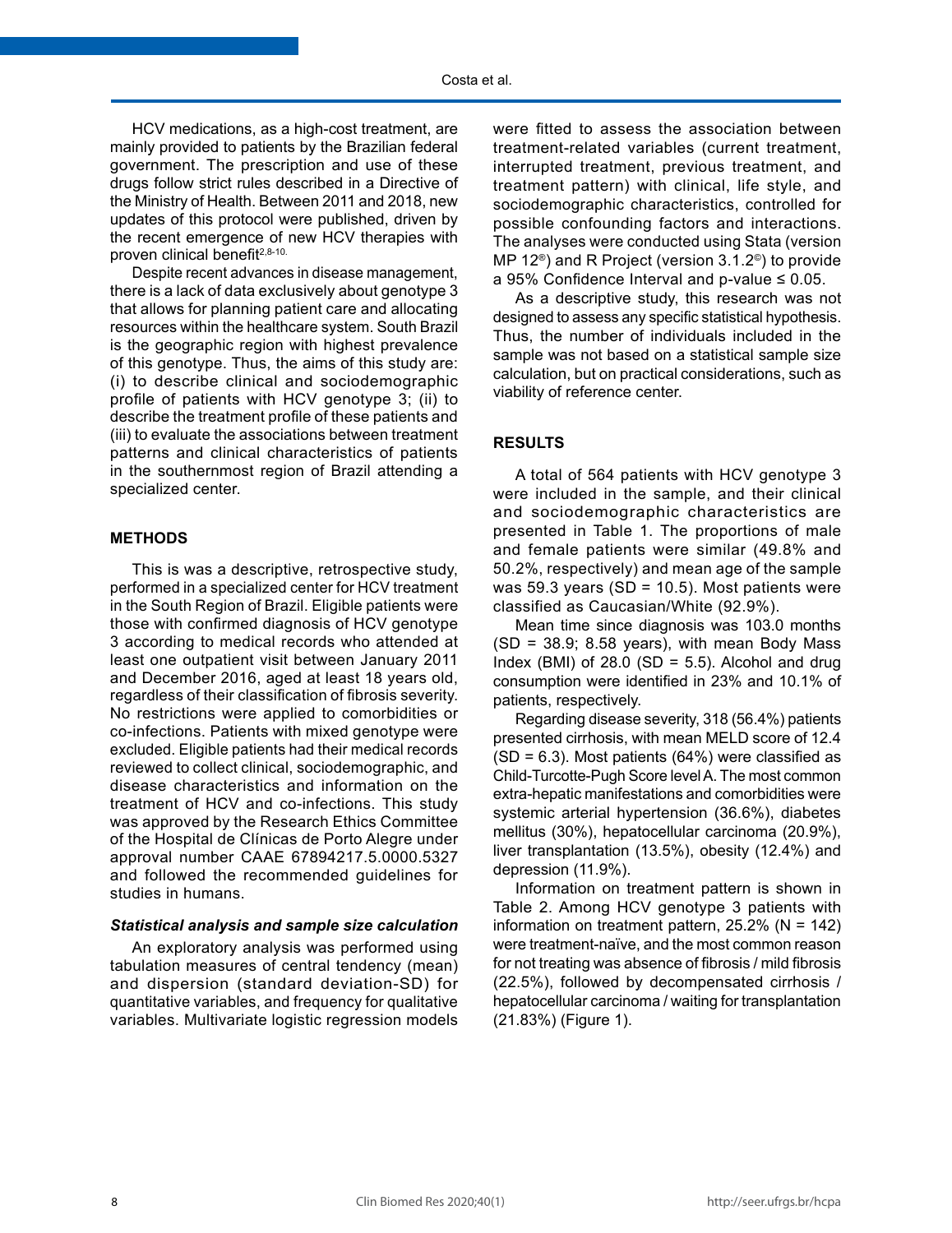HCV medications, as a high-cost treatment, are mainly provided to patients by the Brazilian federal government. The prescription and use of these drugs follow strict rules described in a Directive of the Ministry of Health. Between 2011 and 2018, new updates of this protocol were published, driven by the recent emergence of new HCV therapies with proven clinical benefit[2,8-10].

Despite recent advances in disease management, there is a lack of data exclusively about genotype 3 that allows for planning patient care and allocating resources within the healthcare system. South Brazil is the geographic region with highest prevalence of this genotype. Thus, the aims of this study are: (i) to describe clinical and sociodemographic profile of patients with HCV genotype 3; (ii) to describe the treatment profile of these patients and (iii) to evaluate the associations between treatment patterns and clinical characteristics of patients in the southernmost region of Brazil attending a specialized center.

## METHODS

This is was a descriptive, retrospective study, performed in a specialized center for HCV treatment in the South Region of Brazil. Eligible patients were those with confirmed diagnosis of HCV genotype 3 according to medical records who attended at least one outpatient visit between January 2011 and December 2016, aged at least 18 years old, regardless of their classification of fibrosis severity. No restrictions were applied to comorbidities or co-infections. Patients with mixed genotype were excluded. Eligible patients had their medical records reviewed to collect clinical, sociodemographic, and disease characteristics and information on the treatment of HCV and co-infections. This study was approved by the Research Ethics Committee of the Hospital de Clínicas de Porto Alegre under approval number CAAE 67894217.5.0000.5327 and followed the recommended guidelines for studies in humans.

### *Statistical analysis and sample size calculation*

An exploratory analysis was performed using tabulation measures of central tendency (mean) and dispersion (standard deviation-SD) for quantitative variables, and frequency for qualitative variables. Multivariate logistic regression models were fitted to assess the association between treatment-related variables (current treatment, interrupted treatment, previous treatment, and treatment pattern) with clinical, life style, and sociodemographic characteristics, controlled for possible confounding factors and interactions. The analyses were conducted using Stata (version MP 12®) and R Project (version 3.1.2©) to provide a 95% Confidence Interval and p-value ≤ 0.05.

As a descriptive study, this research was not designed to assess any specific statistical hypothesis. Thus, the number of individuals included in the sample was not based on a statistical sample size calculation, but on practical considerations, such as viability of reference center.

## RESULTS

A total of 564 patients with HCV genotype 3 were included in the sample, and their clinical and sociodemographic characteristics are presented in Table 1. The proportions of male and female patients were similar (49.8% and 50.2%, respectively) and mean age of the sample was 59.3 years (SD = 10.5). Most patients were classified as Caucasian/White (92.9%).

Mean time since diagnosis was 103.0 months (SD = 38.9; 8.58 years), with mean Body Mass Index (BMI) of 28.0 (SD = 5.5). Alcohol and drug consumption were identified in 23% and 10.1% of patients, respectively.

Regarding disease severity, 318 (56.4%) patients presented cirrhosis, with mean MELD score of 12.4 (SD = 6.3). Most patients (64%) were classified as Child-Turcotte-Pugh Score level A. The most common extra-hepatic manifestations and comorbidities were systemic arterial hypertension (36.6%), diabetes mellitus (30%), hepatocellular carcinoma (20.9%), liver transplantation (13.5%), obesity (12.4%) and depression (11.9%).

Information on treatment pattern is shown in Table 2. Among HCV genotype 3 patients with information on treatment pattern, 25.2% (N = 142) were treatment-naïve, and the most common reason for not treating was absence of fibrosis / mild fibrosis (22.5%), followed by decompensated cirrhosis / hepatocellular carcinoma / waiting for transplantation (21.83%) (Figure 1).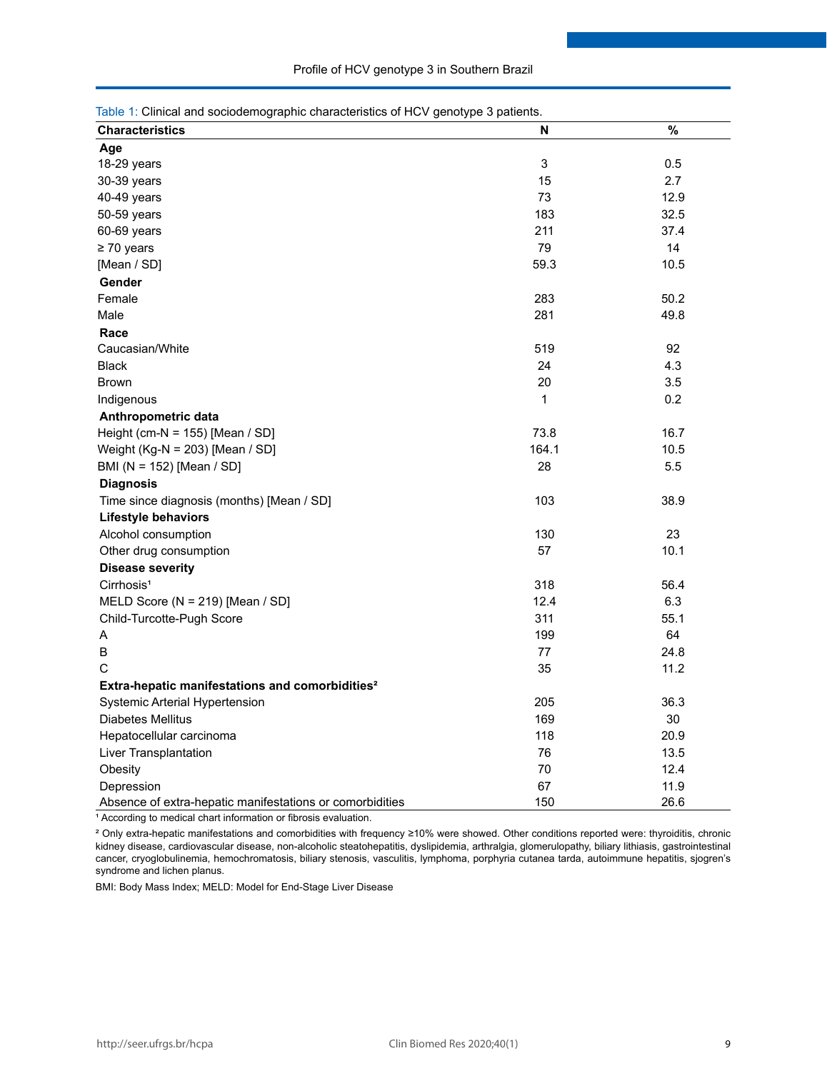Table 1: Clinical and sociodemographic characteristics of HCV genotype 3 patients.

| Characteristics | N | % |
|---|---|---|
| **Age** | | |
| 18-29 years | 3 | 0.5 |
| 30-39 years | 15 | 2.7 |
| 40-49 years | 73 | 12.9 |
| 50-59 years | 183 | 32.5 |
| 60-69 years | 211 | 37.4 |
| ≥ 70 years | 79 | 14 |
| [Mean / SD] | 59.3 | 10.5 |
| **Gender** | | |
| Female | 283 | 50.2 |
| Male | 281 | 49.8 |
| **Race** | | |
| Caucasian/White | 519 | 92 |
| Black | 24 | 4.3 |
| Brown | 20 | 3.5 |
| Indigenous | 1 | 0.2 |
| **Anthropometric data** | | |
| Height (cm-N = 155) [Mean / SD] | 73.8 | 16.7 |
| Weight (Kg-N = 203) [Mean / SD] | 164.1 | 10.5 |
| BMI (N = 152) [Mean / SD] | 28 | 5.5 |
| **Diagnosis** | | |
| Time since diagnosis (months) [Mean / SD] | 103 | 38.9 |
| **Lifestyle behaviors** | | |
| Alcohol consumption | 130 | 23 |
| Other drug consumption | 57 | 10.1 |
| **Disease severity** | | |
| Cirrhosis[1] | 318 | 56.4 |
| MELD Score (N = 219) [Mean / SD] | 12.4 | 6.3 |
| Child-Turcotte-Pugh Score | 311 | 55.1 |
| A | 199 | 64 |
| B | 77 | 24.8 |
| C | 35 | 11.2 |
| **Extra-hepatic manifestations and comorbidities[2]** | | |
| Systemic Arterial Hypertension | 205 | 36.3 |
| Diabetes Mellitus | 169 | 30 |
| Hepatocellular carcinoma | 118 | 20.9 |
| Liver Transplantation | 76 | 13.5 |
| Obesity | 70 | 12.4 |
| Depression | 67 | 11.9 |
| Absence of extra-hepatic manifestations or comorbidities | 150 | 26.6 |

[1] According to medical chart information or fibrosis evaluation.

[2] Only extra-hepatic manifestations and comorbidities with frequency ≥10% were showed. Other conditions reported were: thyroiditis, chronic kidney disease, cardiovascular disease, non-alcoholic steatohepatitis, dyslipidemia, arthralgia, glomerulopathy, biliary lithiasis, gastrointestinal cancer, cryoglobulinemia, hemochromatosis, biliary stenosis, vasculitis, lymphoma, porphyria cutanea tarda, autoimmune hepatitis, sjogren's syndrome and lichen planus.

BMI: Body Mass Index; MELD: Model for End-Stage Liver Disease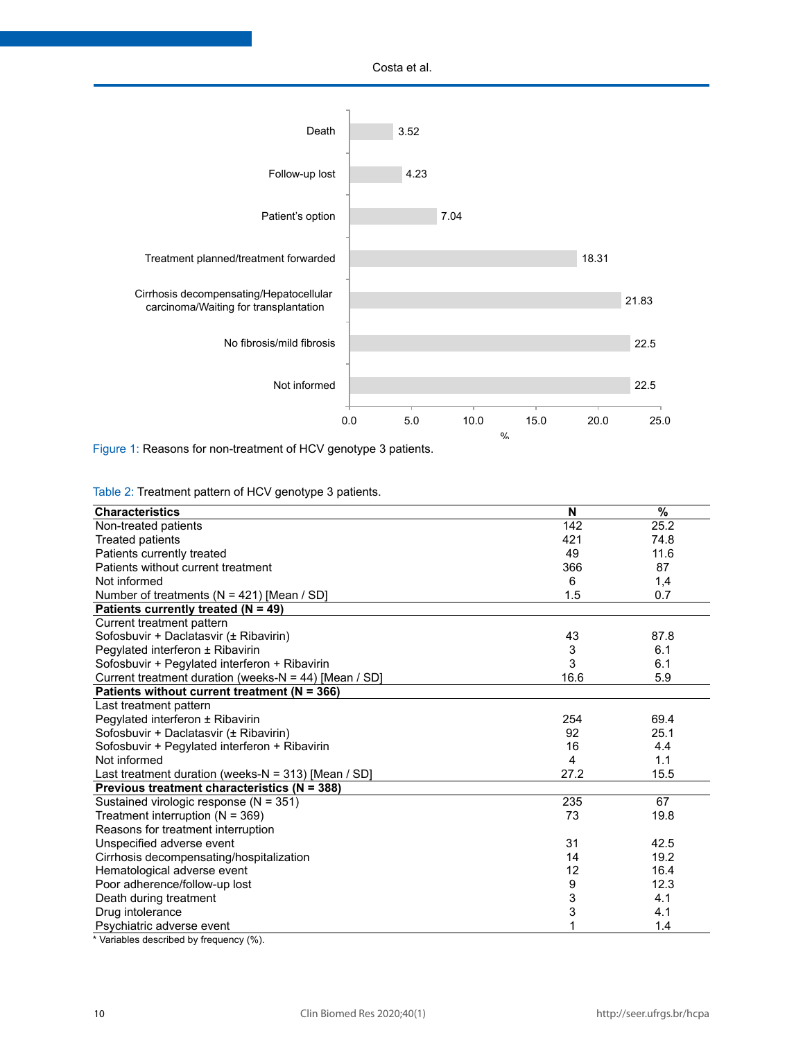Figure 1: Reasons for non-treatment of HCV genotype 3 patients.

Table 2: Treatment pattern of HCV genotype 3 patients.

| Characteristics | N | % |
|---|---|---|
| Non-treated patients | 142 | 25.2 |
| Treated patients | 421 | 74.8 |
| Patients currently treated | 49 | 11.6 |
| Patients without current treatment | 366 | 87 |
| Not informed | 6 | 1,4 |
| Number of treatments (N = 421) [Mean / SD] | 1.5 | 0.7 |
| **Patients currently treated (N = 49)** | | |
| Current treatment pattern | | |
| Sofosbuvir + Daclatasvir (± Ribavirin) | 43 | 87.8 |
| Pegylated interferon ± Ribavirin | 3 | 6.1 |
| Sofosbuvir + Pegylated interferon + Ribavirin | 3 | 6.1 |
| Current treatment duration (weeks-N = 44) [Mean / SD] | 16.6 | 5.9 |
| **Patients without current treatment (N = 366)** | | |
| Last treatment pattern | | |
| Pegylated interferon ± Ribavirin | 254 | 69.4 |
| Sofosbuvir + Daclatasvir (± Ribavirin) | 92 | 25.1 |
| Sofosbuvir + Pegylated interferon + Ribavirin | 16 | 4.4 |
| Not informed | 4 | 1.1 |
| Last treatment duration (weeks-N = 313) [Mean / SD] | 27.2 | 15.5 |
| **Previous treatment characteristics (N = 388)** | | |
| Sustained virologic response (N = 351) | 235 | 67 |
| Treatment interruption (N = 369) | 73 | 19.8 |
| Reasons for treatment interruption | | |
| Unspecified adverse event | 31 | 42.5 |
| Cirrhosis decompensating/hospitalization | 14 | 19.2 |
| Hematological adverse event | 12 | 16.4 |
| Poor adherence/follow-up lost | 9 | 12.3 |
| Death during treatment | 3 | 4.1 |
| Drug intolerance | 3 | 4.1 |
| Psychiatric adverse event | 1 | 1.4 |

* Variables described by frequency (%).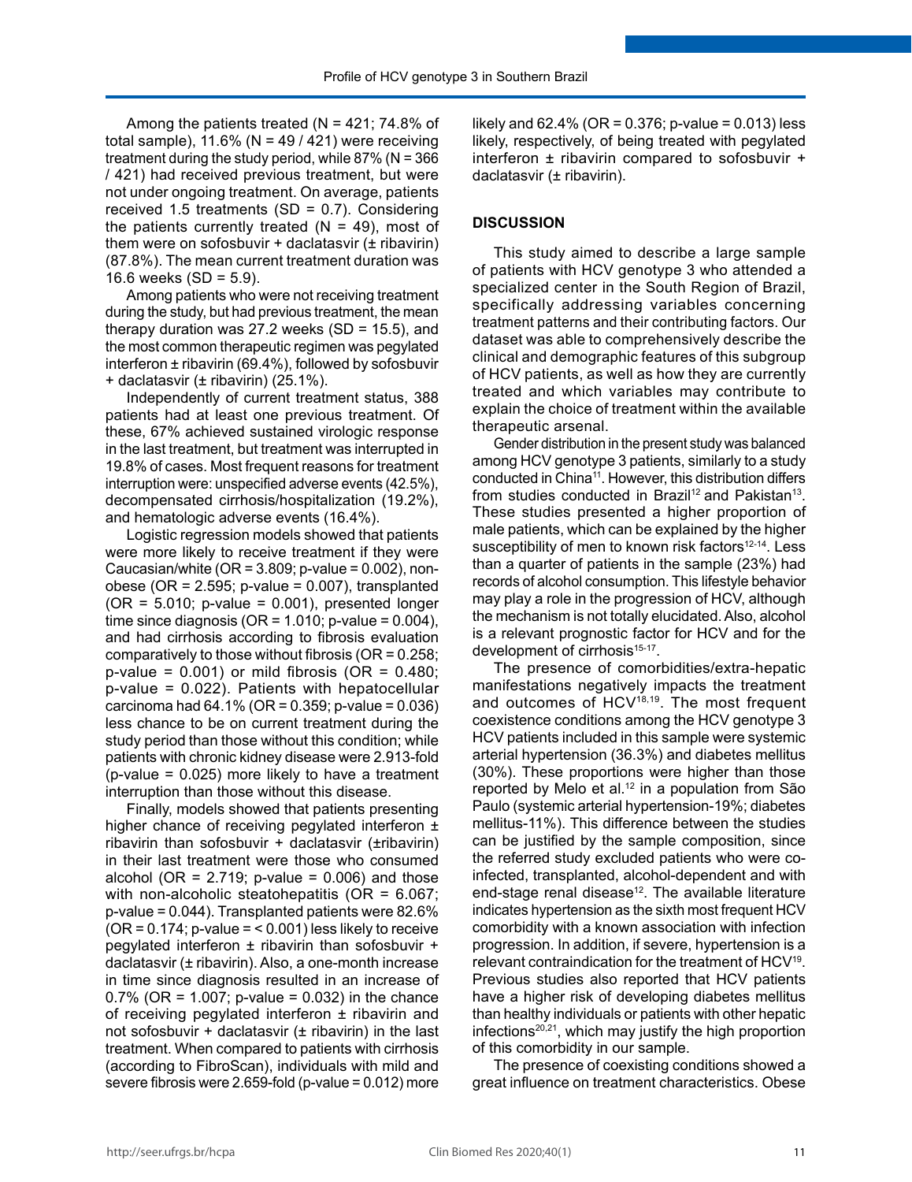Among the patients treated (N = 421; 74.8% of total sample), 11.6% (N = 49 / 421) were receiving treatment during the study period, while 87% (N = 366 / 421) had received previous treatment, but were not under ongoing treatment. On average, patients received 1.5 treatments (SD = 0.7). Considering the patients currently treated (N = 49), most of them were on sofosbuvir + daclatasvir (± ribavirin) (87.8%). The mean current treatment duration was 16.6 weeks (SD = 5.9).

Among patients who were not receiving treatment during the study, but had previous treatment, the mean therapy duration was 27.2 weeks (SD = 15.5), and the most common therapeutic regimen was pegylated interferon ± ribavirin (69.4%), followed by sofosbuvir + daclatasvir (± ribavirin) (25.1%).

Independently of current treatment status, 388 patients had at least one previous treatment. Of these, 67% achieved sustained virologic response in the last treatment, but treatment was interrupted in 19.8% of cases. Most frequent reasons for treatment interruption were: unspecified adverse events (42.5%), decompensated cirrhosis/hospitalization (19.2%), and hematologic adverse events (16.4%).

Logistic regression models showed that patients were more likely to receive treatment if they were Caucasian/white (OR = 3.809; p-value = 0.002), non-obese (OR = 2.595; p-value = 0.007), transplanted (OR = 5.010; p-value = 0.001), presented longer time since diagnosis (OR = 1.010; p-value = 0.004), and had cirrhosis according to fibrosis evaluation comparatively to those without fibrosis (OR = 0.258; p-value = 0.001) or mild fibrosis (OR = 0.480; p-value = 0.022). Patients with hepatocellular carcinoma had 64.1% (OR = 0.359; p-value = 0.036) less chance to be on current treatment during the study period than those without this condition; while patients with chronic kidney disease were 2.913-fold (p-value = 0.025) more likely to have a treatment interruption than those without this disease.

Finally, models showed that patients presenting higher chance of receiving pegylated interferon ± ribavirin than sofosbuvir + daclatasvir (±ribavirin) in their last treatment were those who consumed alcohol (OR = 2.719; p-value = 0.006) and those with non-alcoholic steatohepatitis (OR = 6.067; p-value = 0.044). Transplanted patients were 82.6% (OR = 0.174; p-value = < 0.001) less likely to receive pegylated interferon ± ribavirin than sofosbuvir + daclatasvir (± ribavirin). Also, a one-month increase in time since diagnosis resulted in an increase of 0.7% (OR = 1.007; p-value = 0.032) in the chance of receiving pegylated interferon ± ribavirin and not sofosbuvir + daclatasvir (± ribavirin) in the last treatment. When compared to patients with cirrhosis (according to FibroScan), individuals with mild and severe fibrosis were 2.659-fold (p-value = 0.012) more likely and 62.4% (OR = 0.376; p-value = 0.013) less likely, respectively, of being treated with pegylated interferon ± ribavirin compared to sofosbuvir + daclatasvir (± ribavirin).

## DISCUSSION

This study aimed to describe a large sample of patients with HCV genotype 3 who attended a specialized center in the South Region of Brazil, specifically addressing variables concerning treatment patterns and their contributing factors. Our dataset was able to comprehensively describe the clinical and demographic features of this subgroup of HCV patients, as well as how they are currently treated and which variables may contribute to explain the choice of treatment within the available therapeutic arsenal.

Gender distribution in the present study was balanced among HCV genotype 3 patients, similarly to a study conducted in China[11]. However, this distribution differs from studies conducted in Brazil[12] and Pakistan[13]. These studies presented a higher proportion of male patients, which can be explained by the higher susceptibility of men to known risk factors[12-14]. Less than a quarter of patients in the sample (23%) had records of alcohol consumption. This lifestyle behavior may play a role in the progression of HCV, although the mechanism is not totally elucidated. Also, alcohol is a relevant prognostic factor for HCV and for the development of cirrhosis[15-17].

The presence of comorbidities/extra-hepatic manifestations negatively impacts the treatment and outcomes of HCV[18,19]. The most frequent coexistence conditions among the HCV genotype 3 HCV patients included in this sample were systemic arterial hypertension (36.3%) and diabetes mellitus (30%). These proportions were higher than those reported by Melo et al.[12] in a population from São Paulo (systemic arterial hypertension-19%; diabetes mellitus-11%). This difference between the studies can be justified by the sample composition, since the referred study excluded patients who were co-infected, transplanted, alcohol-dependent and with end-stage renal disease[12]. The available literature indicates hypertension as the sixth most frequent HCV comorbidity with a known association with infection progression. In addition, if severe, hypertension is a relevant contraindication for the treatment of HCV[19]. Previous studies also reported that HCV patients have a higher risk of developing diabetes mellitus than healthy individuals or patients with other hepatic infections[20,21], which may justify the high proportion of this comorbidity in our sample.

The presence of coexisting conditions showed a great influence on treatment characteristics. Obese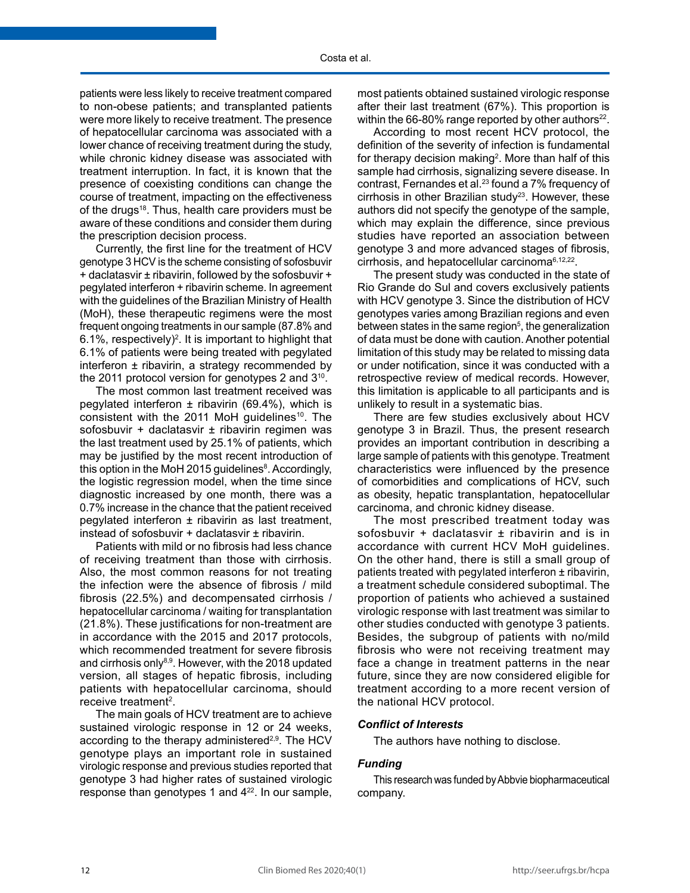patients were less likely to receive treatment compared to non-obese patients; and transplanted patients were more likely to receive treatment. The presence of hepatocellular carcinoma was associated with a lower chance of receiving treatment during the study, while chronic kidney disease was associated with treatment interruption. In fact, it is known that the presence of coexisting conditions can change the course of treatment, impacting on the effectiveness of the drugs[18]. Thus, health care providers must be aware of these conditions and consider them during the prescription decision process.

Currently, the first line for the treatment of HCV genotype 3 HCV is the scheme consisting of sofosbuvir + daclatasvir ± ribavirin, followed by the sofosbuvir + pegylated interferon + ribavirin scheme. In agreement with the guidelines of the Brazilian Ministry of Health (MoH), these therapeutic regimens were the most frequent ongoing treatments in our sample (87.8% and 6.1%, respectively)[2]. It is important to highlight that 6.1% of patients were being treated with pegylated interferon ± ribavirin, a strategy recommended by the 2011 protocol version for genotypes 2 and 3[10].

The most common last treatment received was pegylated interferon ± ribavirin (69.4%), which is consistent with the 2011 MoH guidelines[10]. The sofosbuvir + daclatasvir ± ribavirin regimen was the last treatment used by 25.1% of patients, which may be justified by the most recent introduction of this option in the MoH 2015 guidelines[8]. Accordingly, the logistic regression model, when the time since diagnostic increased by one month, there was a 0.7% increase in the chance that the patient received pegylated interferon ± ribavirin as last treatment, instead of sofosbuvir + daclatasvir ± ribavirin.

Patients with mild or no fibrosis had less chance of receiving treatment than those with cirrhosis. Also, the most common reasons for not treating the infection were the absence of fibrosis / mild fibrosis (22.5%) and decompensated cirrhosis / hepatocellular carcinoma / waiting for transplantation (21.8%). These justifications for non-treatment are in accordance with the 2015 and 2017 protocols, which recommended treatment for severe fibrosis and cirrhosis only[8,9]. However, with the 2018 updated version, all stages of hepatic fibrosis, including patients with hepatocellular carcinoma, should receive treatment[2].

The main goals of HCV treatment are to achieve sustained virologic response in 12 or 24 weeks, according to the therapy administered[2,9]. The HCV genotype plays an important role in sustained virologic response and previous studies reported that genotype 3 had higher rates of sustained virologic response than genotypes 1 and 4[22]. In our sample, most patients obtained sustained virologic response after their last treatment (67%). This proportion is within the 66-80% range reported by other authors[22].

According to most recent HCV protocol, the definition of the severity of infection is fundamental for therapy decision making[2]. More than half of this sample had cirrhosis, signalizing severe disease. In contrast, Fernandes et al.[23] found a 7% frequency of cirrhosis in other Brazilian study[23]. However, these authors did not specify the genotype of the sample, which may explain the difference, since previous studies have reported an association between genotype 3 and more advanced stages of fibrosis, cirrhosis, and hepatocellular carcinoma[6,12,22].

The present study was conducted in the state of Rio Grande do Sul and covers exclusively patients with HCV genotype 3. Since the distribution of HCV genotypes varies among Brazilian regions and even between states in the same region[5], the generalization of data must be done with caution. Another potential limitation of this study may be related to missing data or under notification, since it was conducted with a retrospective review of medical records. However, this limitation is applicable to all participants and is unlikely to result in a systematic bias.

There are few studies exclusively about HCV genotype 3 in Brazil. Thus, the present research provides an important contribution in describing a large sample of patients with this genotype. Treatment characteristics were influenced by the presence of comorbidities and complications of HCV, such as obesity, hepatic transplantation, hepatocellular carcinoma, and chronic kidney disease.

The most prescribed treatment today was sofosbuvir + daclatasvir ± ribavirin and is in accordance with current HCV MoH guidelines. On the other hand, there is still a small group of patients treated with pegylated interferon ± ribavirin, a treatment schedule considered suboptimal. The proportion of patients who achieved a sustained virologic response with last treatment was similar to other studies conducted with genotype 3 patients. Besides, the subgroup of patients with no/mild fibrosis who were not receiving treatment may face a change in treatment patterns in the near future, since they are now considered eligible for treatment according to a more recent version of the national HCV protocol.

### *Conflict of Interests*

The authors have nothing to disclose.

### *Funding*

This research was funded by Abbvie biopharmaceutical company.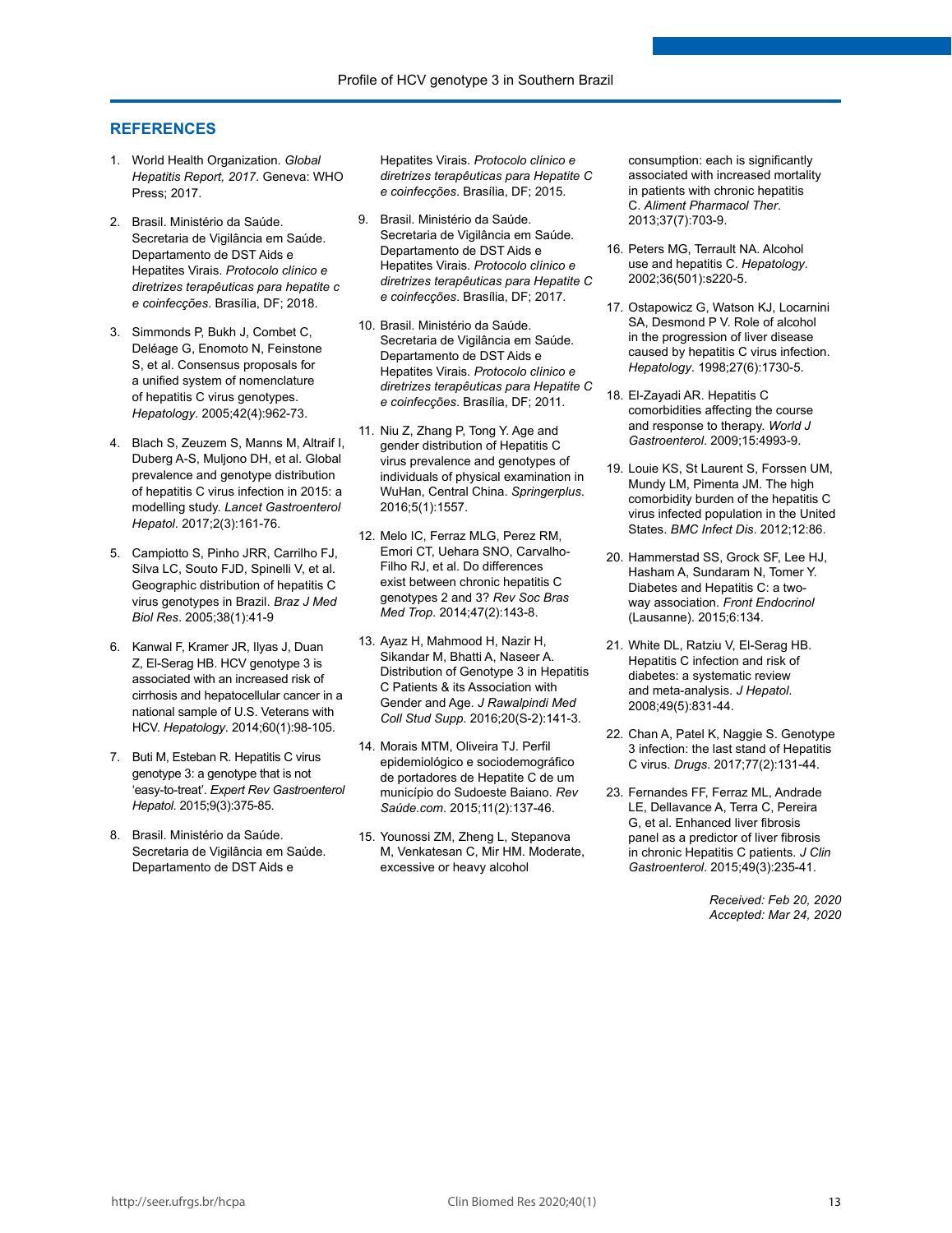## REFERENCES

1. World Health Organization. *Global Hepatitis Report, 2017*. Geneva: WHO Press; 2017.
2. Brasil. Ministério da Saúde. Secretaria de Vigilância em Saúde. Departamento de DST Aids e Hepatites Virais. *Protocolo clínico e diretrizes terapêuticas para hepatite c e coinfecções*. Brasília, DF; 2018.
3. Simmonds P, Bukh J, Combet C, Deléage G, Enomoto N, Feinstone S, et al. Consensus proposals for a unified system of nomenclature of hepatitis C virus genotypes. *Hepatology*. 2005;42(4):962-73.
4. Blach S, Zeuzem S, Manns M, Altraif I, Duberg A-S, Muljono DH, et al. Global prevalence and genotype distribution of hepatitis C virus infection in 2015: a modelling study. *Lancet Gastroenterol Hepatol*. 2017;2(3):161-76.
5. Campiotto S, Pinho JRR, Carrilho FJ, Silva LC, Souto FJD, Spinelli V, et al. Geographic distribution of hepatitis C virus genotypes in Brazil. *Braz J Med Biol Res*. 2005;38(1):41-9
6. Kanwal F, Kramer JR, Ilyas J, Duan Z, El-Serag HB. HCV genotype 3 is associated with an increased risk of cirrhosis and hepatocellular cancer in a national sample of U.S. Veterans with HCV. *Hepatology*. 2014;60(1):98-105.
7. Buti M, Esteban R. Hepatitis C virus genotype 3: a genotype that is not 'easy-to-treat'. *Expert Rev Gastroenterol Hepatol.* 2015;9(3):375-85.
8. Brasil. Ministério da Saúde. Secretaria de Vigilância em Saúde. Departamento de DST Aids e Hepatites Virais. *Protocolo clínico e diretrizes terapêuticas para Hepatite C e coinfecções*. Brasília, DF; 2015.
9. Brasil. Ministério da Saúde. Secretaria de Vigilância em Saúde. Departamento de DST Aids e Hepatites Virais. *Protocolo clínico e diretrizes terapêuticas para Hepatite C e coinfecções*. Brasília, DF; 2017.
10. Brasil. Ministério da Saúde. Secretaria de Vigilância em Saúde. Departamento de DST Aids e Hepatites Virais. *Protocolo clínico e diretrizes terapêuticas para Hepatite C e coinfecções*. Brasília, DF; 2011.
11. Niu Z, Zhang P, Tong Y. Age and gender distribution of Hepatitis C virus prevalence and genotypes of individuals of physical examination in WuHan, Central China. *Springerplus*. 2016;5(1):1557.
12. Melo IC, Ferraz MLG, Perez RM, Emori CT, Uehara SNO, Carvalho-Filho RJ, et al. Do differences exist between chronic hepatitis C genotypes 2 and 3? *Rev Soc Bras Med Trop*. 2014;47(2):143-8.
13. Ayaz H, Mahmood H, Nazir H, Sikandar M, Bhatti A, Naseer A. Distribution of Genotype 3 in Hepatitis C Patients & its Association with Gender and Age. *J Rawalpindi Med Coll Stud Supp*. 2016;20(S-2):141-3.
14. Morais MTM, Oliveira TJ. Perfil epidemiológico e sociodemográfico de portadores de Hepatite C de um município do Sudoeste Baiano. *Rev Saúde.com*. 2015;11(2):137-46.
15. Younossi ZM, Zheng L, Stepanova M, Venkatesan C, Mir HM. Moderate, excessive or heavy alcohol consumption: each is significantly associated with increased mortality in patients with chronic hepatitis C. *Aliment Pharmacol Ther*. 2013;37(7):703-9.
16. Peters MG, Terrault NA. Alcohol use and hepatitis C. *Hepatology*. 2002;36(501):s220-5.
17. Ostapowicz G, Watson KJ, Locarnini SA, Desmond P V. Role of alcohol in the progression of liver disease caused by hepatitis C virus infection. *Hepatology*. 1998;27(6):1730-5.
18. El-Zayadi AR. Hepatitis C comorbidities affecting the course and response to therapy. *World J Gastroenterol*. 2009;15:4993-9.
19. Louie KS, St Laurent S, Forssen UM, Mundy LM, Pimenta JM. The high comorbidity burden of the hepatitis C virus infected population in the United States. *BMC Infect Dis*. 2012;12:86.
20. Hammerstad SS, Grock SF, Lee HJ, Hasham A, Sundaram N, Tomer Y. Diabetes and Hepatitis C: a two-way association. *Front Endocrinol* (Lausanne). 2015;6:134.
21. White DL, Ratziu V, El-Serag HB. Hepatitis C infection and risk of diabetes: a systematic review and meta-analysis. *J Hepatol*. 2008;49(5):831-44.
22. Chan A, Patel K, Naggie S. Genotype 3 infection: the last stand of Hepatitis C virus. *Drugs*. 2017;77(2):131-44.
23. Fernandes FF, Ferraz ML, Andrade LE, Dellavance A, Terra C, Pereira G, et al. Enhanced liver fibrosis panel as a predictor of liver fibrosis in chronic Hepatitis C patients. *J Clin Gastroenterol*. 2015;49(3):235-41.

*Received: Feb 20, 2020*
*Accepted: Mar 24, 2020*